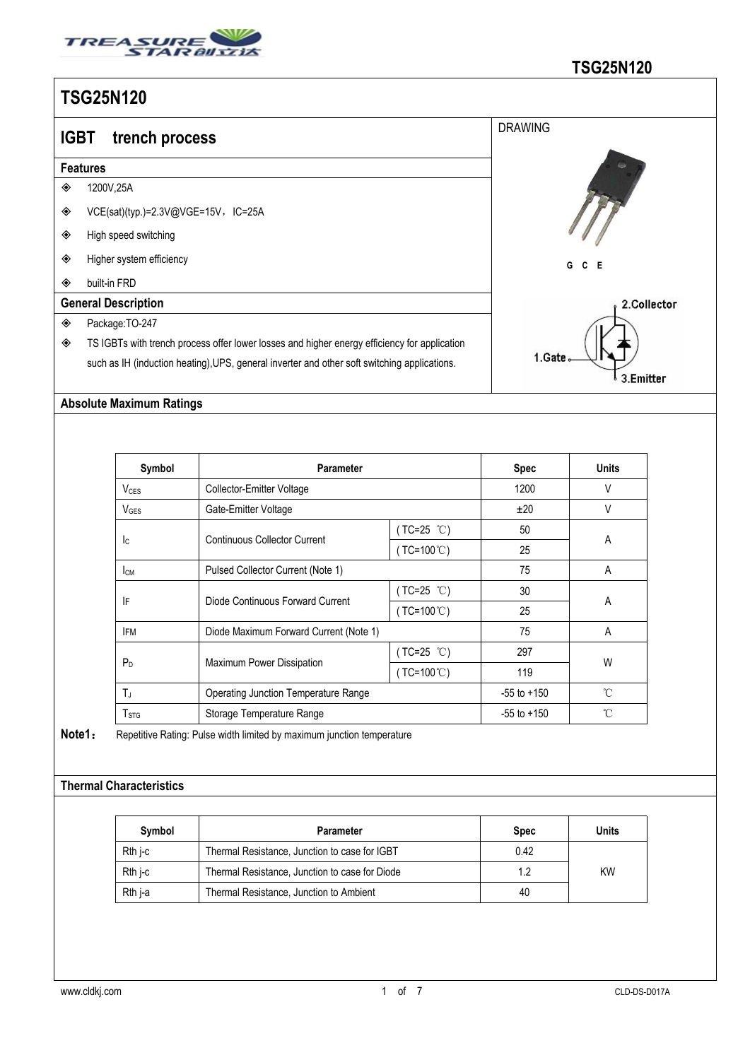# TSG25N120

## IGBT trench process

### Features

- 1200V,25A
- VCE(sat)(typ.)=2.3V@VGE=15V，IC=25A
- High speed switching
- Higher system efficiency
- built-in FRD

### General Description

- Package:TO-247
- TS IGBTs with trench process offer lower losses and higher energy efficiency for application such as IH (induction heating),UPS, general inverter and other soft switching applications.

DRAWING

G C E

2.Collector

1.Gate

3.Emitter

### Absolute Maximum Ratings

| Symbol | Parameter | | Spec | Units |
|---|---|---|---|---|
| $V_{CES}$ | Collector-Emitter Voltage | | 1200 | V |
| $V_{GES}$ | Gate-Emitter Voltage | | ±20 | V |
| $I_C$ | Continuous Collector Current | (TC=25 ℃) | 50 | A |
| | | (TC=100℃) | 25 | |
| $I_{CM}$ | Pulsed Collector Current (Note 1) | | 75 | A |
| IF | Diode Continuous Forward Current | (TC=25 ℃) | 30 | A |
| | | (TC=100℃) | 25 | |
| IFM | Diode Maximum Forward Current (Note 1) | | 75 | A |
| $P_D$ | Maximum Power Dissipation | (TC=25 ℃) | 297 | W |
| | | (TC=100℃) | 119 | |
| $T_J$ | Operating Junction Temperature Range | | -55 to +150 | ℃ |
| $T_{STG}$ | Storage Temperature Range | | -55 to +150 | ℃ |

**Note1：** Repetitive Rating: Pulse width limited by maximum junction temperature

### Thermal Characteristics

| Symbol | Parameter | Spec | Units |
|---|---|---|---|
| Rth j-c | Thermal Resistance, Junction to case for IGBT | 0.42 | KW |
| Rth j-c | Thermal Resistance, Junction to case for Diode | 1.2 | |
| Rth j-a | Thermal Resistance, Junction to Ambient | 40 | |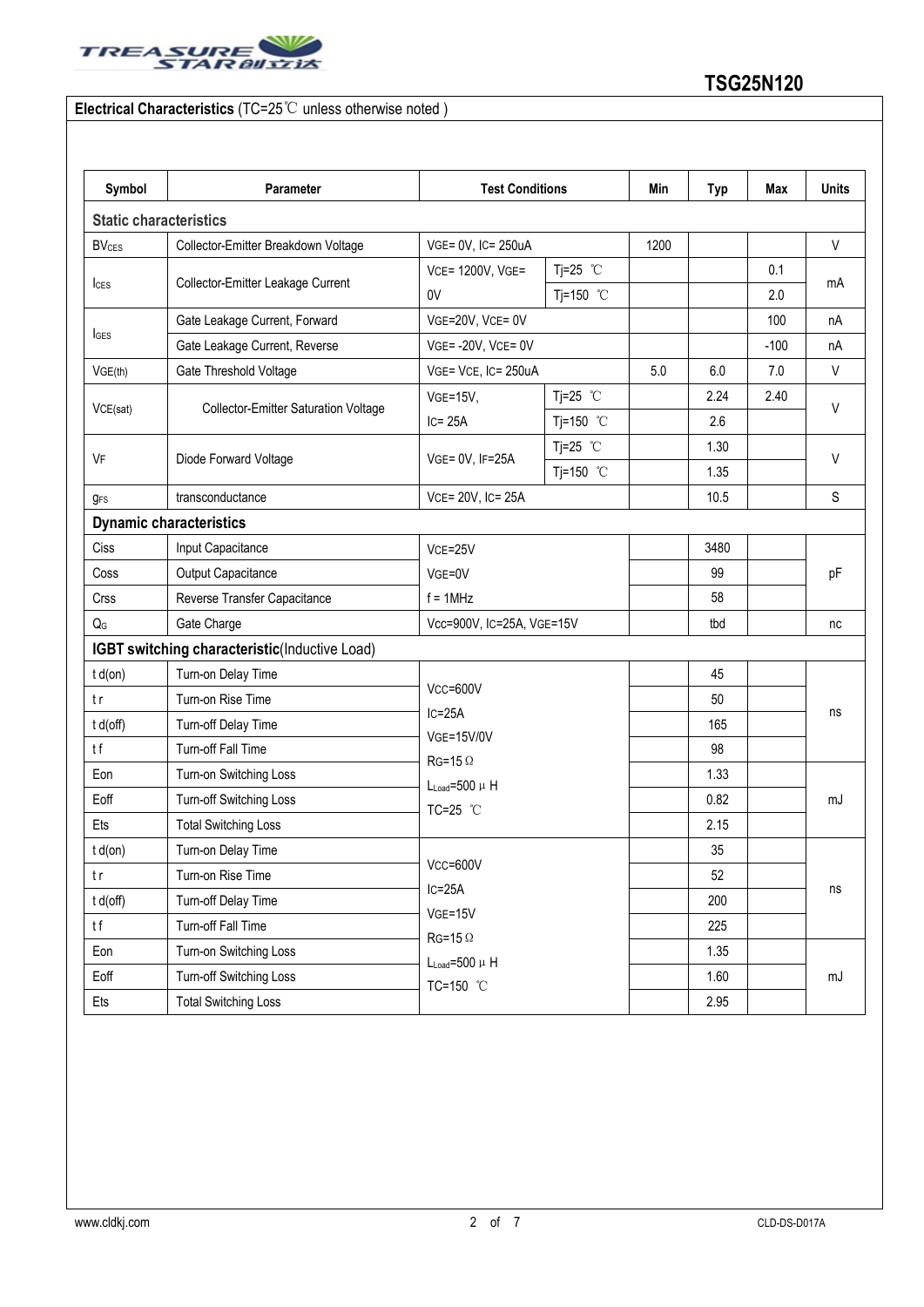## Electrical Characteristics (TC=25℃ unless otherwise noted )

| Symbol | Parameter | Test Conditions | | Min | Typ | Max | Units |
|---|---|---|---|---|---|---|---|
| **Static characteristics** | | | | | | | |
| $BV_{CES}$ | Collector-Emitter Breakdown Voltage | VGE= 0V, IC= 250uA | | 1200 | | | V |
| $I_{CES}$ | Collector-Emitter Leakage Current | VCE= 1200V, VGE= 0V | Tj=25 ℃ | | | 0.1 | mA |
| | | | Tj=150 ℃ | | | 2.0 | |
| $I_{GES}$ | Gate Leakage Current, Forward | VGE=20V, VCE= 0V | | | | 100 | nA |
| | Gate Leakage Current, Reverse | VGE= -20V, VCE= 0V | | | | -100 | nA |
| $V_{GE(th)}$ | Gate Threshold Voltage | VGE= VCE, IC= 250uA | | 5.0 | 6.0 | 7.0 | V |
| $V_{CE(sat)}$ | Collector-Emitter Saturation Voltage | VGE=15V, IC= 25A | Tj=25 ℃ | | 2.24 | 2.40 | V |
| | | | Tj=150 ℃ | | 2.6 | | |
| $V_F$ | Diode Forward Voltage | VGE= 0V, IF=25A | Tj=25 ℃ | | 1.30 | | V |
| | | | Tj=150 ℃ | | 1.35 | | |
| $g_{FS}$ | transconductance | VCE= 20V, IC= 25A | | | 10.5 | | S |
| **Dynamic characteristics** | | | | | | | |
| Ciss | Input Capacitance | VCE=25V VGE=0V f = 1MHz | | | 3480 | | pF |
| Coss | Output Capacitance | | | | 99 | | |
| Crss | Reverse Transfer Capacitance | | | | 58 | | |
| $Q_G$ | Gate Charge | Vcc=900V, IC=25A, VGE=15V | | | tbd | | nc |
| **IGBT switching characteristic**(Inductive Load) | | | | | | | |
| t d(on) | Turn-on Delay Time | VCC=600V IC=25A VGE=15V/0V RG=15Ω $L_{Load}$=500 μH TC=25 ℃ | | | 45 | | ns |
| t r | Turn-on Rise Time | | | | 50 | | |
| t d(off) | Turn-off Delay Time | | | | 165 | | |
| t f | Turn-off Fall Time | | | | 98 | | |
| Eon | Turn-on Switching Loss | | | | 1.33 | | mJ |
| Eoff | Turn-off Switching Loss | | | | 0.82 | | |
| Ets | Total Switching Loss | | | | 2.15 | | |
| t d(on) | Turn-on Delay Time | VCC=600V IC=25A VGE=15V RG=15Ω $L_{Load}$=500 μH TC=150 ℃ | | | 35 | | ns |
| t r | Turn-on Rise Time | | | | 52 | | |
| t d(off) | Turn-off Delay Time | | | | 200 | | |
| t f | Turn-off Fall Time | | | | 225 | | |
| Eon | Turn-on Switching Loss | | | | 1.35 | | mJ |
| Eoff | Turn-off Switching Loss | | | | 1.60 | | |
| Ets | Total Switching Loss | | | | 2.95 | | |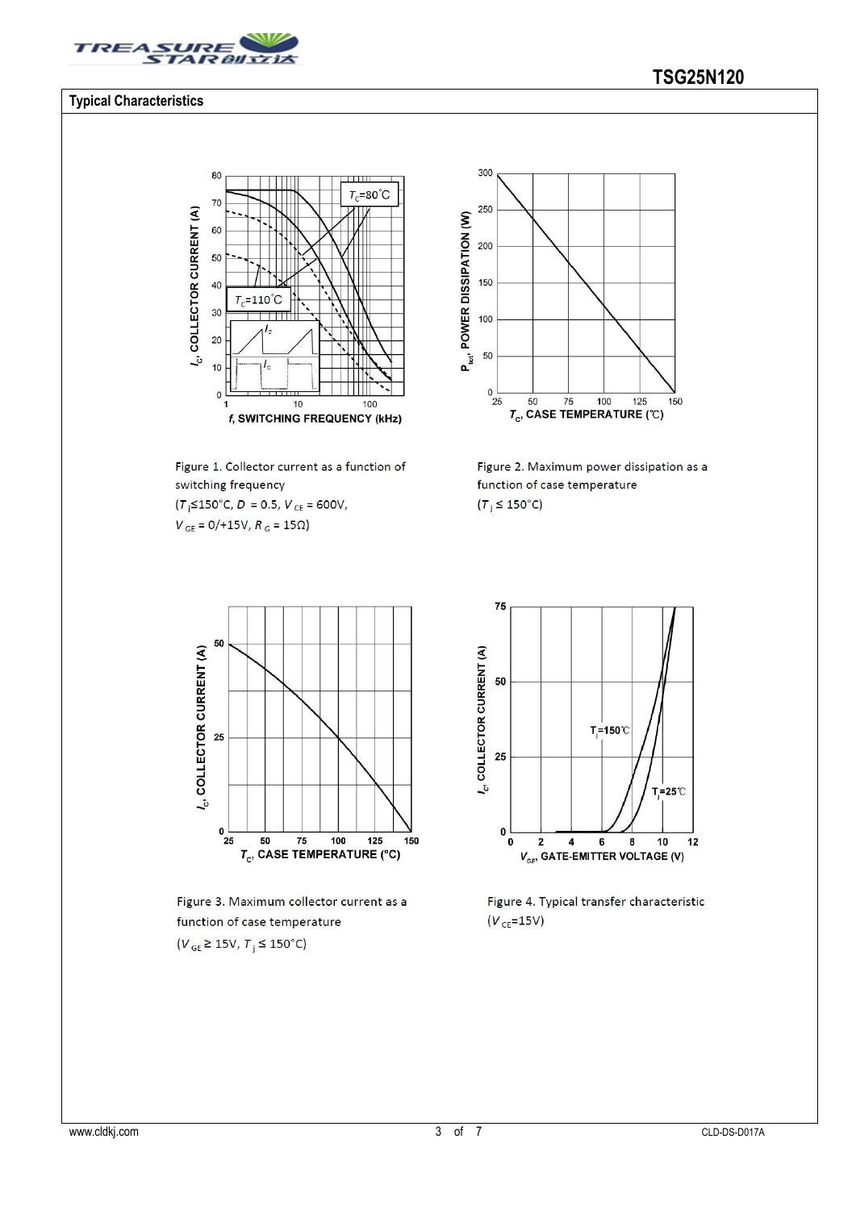## Typical Characteristics

Figure 1. Collector current as a function of switching frequency
($T_j$≤150°C, $D$ = 0.5, $V_{CE}$ = 600V, $V_{GE}$ = 0/+15V, $R_G$ = 15Ω)

Figure 2. Maximum power dissipation as a function of case temperature
($T_j$ ≤ 150°C)

Figure 3. Maximum collector current as a function of case temperature
($V_{GE}$ ≥ 15V, $T_j$ ≤ 150°C)

Figure 4. Typical transfer characteristic
($V_{CE}$=15V)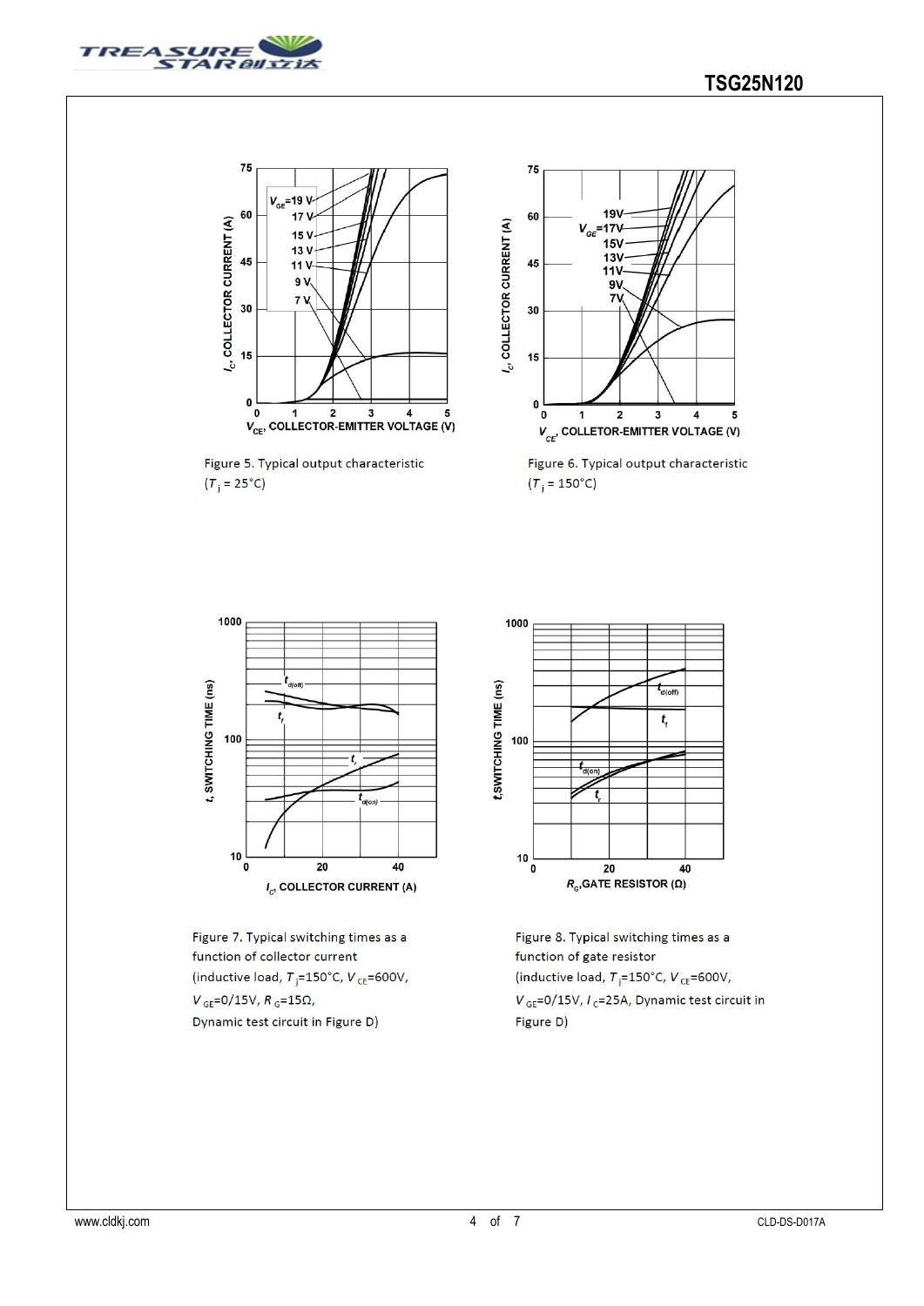75
60
45
30
15
0
0 1 2 3 4 5

$V_{GE}$=19 V
17 V
15 V
13 V
11 V
9 V
7 V

$I_C$, COLLECTOR CURRENT (A)

$V_{CE}$, COLLECTOR-EMITTER VOLTAGE (V)

Figure 5. Typical output characteristic ($T_j$ = 25°C)

75
60
45
30
15
0
0 1 2 3 4 5

19V
$V_{GE}$=17V
15V
13V
11V
9V
7V

$I_C$, COLLECTOR CURRENT (A)

$V_{CE}$, COLLETOR-EMITTER VOLTAGE (V)

Figure 6. Typical output characteristic ($T_j$ = 150°C)

1000
100
10
0 20 40

$t_{d(off)}$
$t_f$
$t_r$
$t_{d(on)}$

t, SWITCHING TIME (ns)

$I_C$, COLLECTOR CURRENT (A)

Figure 7. Typical switching times as a function of collector current (inductive load, $T_j$=150°C, $V_{CE}$=600V, $V_{GE}$=0/15V, $R_G$=15Ω, Dynamic test circuit in Figure D)

1000
100
10
0 20 40

$t_{d(off)}$
$t_f$
$t_{d(on)}$
$t_r$

t,SWITCHING TIME (ns)

$R_G$,GATE RESISTOR (Ω)

Figure 8. Typical switching times as a function of gate resistor (inductive load, $T_j$=150°C, $V_{CE}$=600V, $V_{GE}$=0/15V, $I_C$=25A, Dynamic test circuit in Figure D)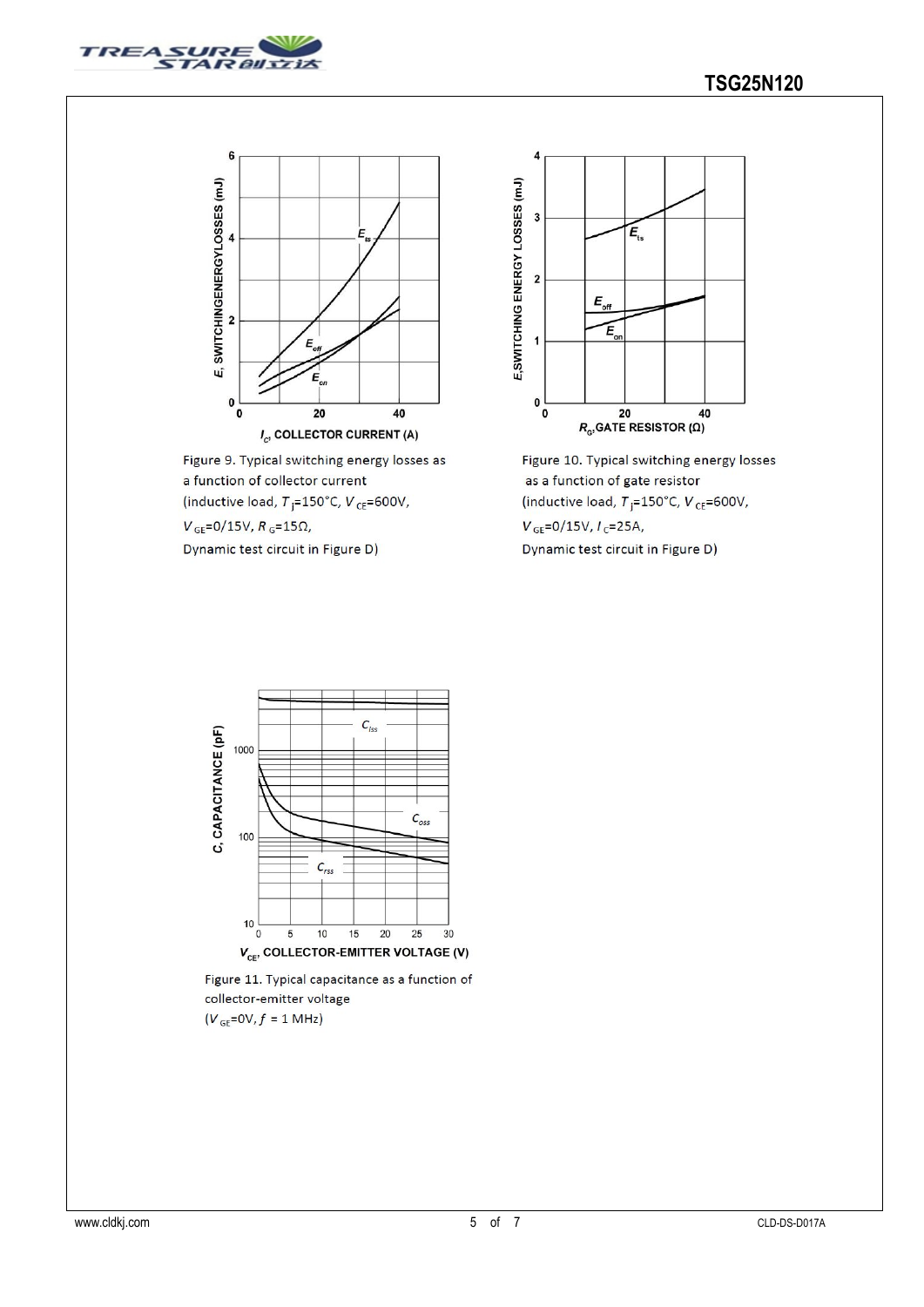6
4
2
0
0
20
40
E, SWITCHINGENERGYLOSSES (mJ)
$I_C$, COLLECTOR CURRENT (A)
$E_{ts}$
$E_{off}$
$E_{on}$

Figure 9. Typical switching energy losses as a function of collector current
(inductive load, $T_j$=150°C, $V_{CE}$=600V,
$V_{GE}$=0/15V, $R_G$=15Ω,
Dynamic test circuit in Figure D)

4
3
2
1
0
0
20
40
E,SWITCHING ENERGY LOSSES (mJ)
$R_G$,GATE RESISTOR (Ω)
$E_{ts}$
$E_{off}$
$E_{on}$

Figure 10. Typical switching energy losses as a function of gate resistor
(inductive load, $T_j$=150°C, $V_{CE}$=600V,
$V_{GE}$=0/15V, $I_C$=25A,
Dynamic test circuit in Figure D)

1000
100
10
0
5
10
15
20
25
30
C, CAPACITANCE (pF)
$V_{CE}$, COLLECTOR-EMITTER VOLTAGE (V)
$C_{iss}$
$C_{oss}$
$C_{rss}$

Figure 11. Typical capacitance as a function of collector-emitter voltage
($V_{GE}$=0V, $f$ = 1 MHz)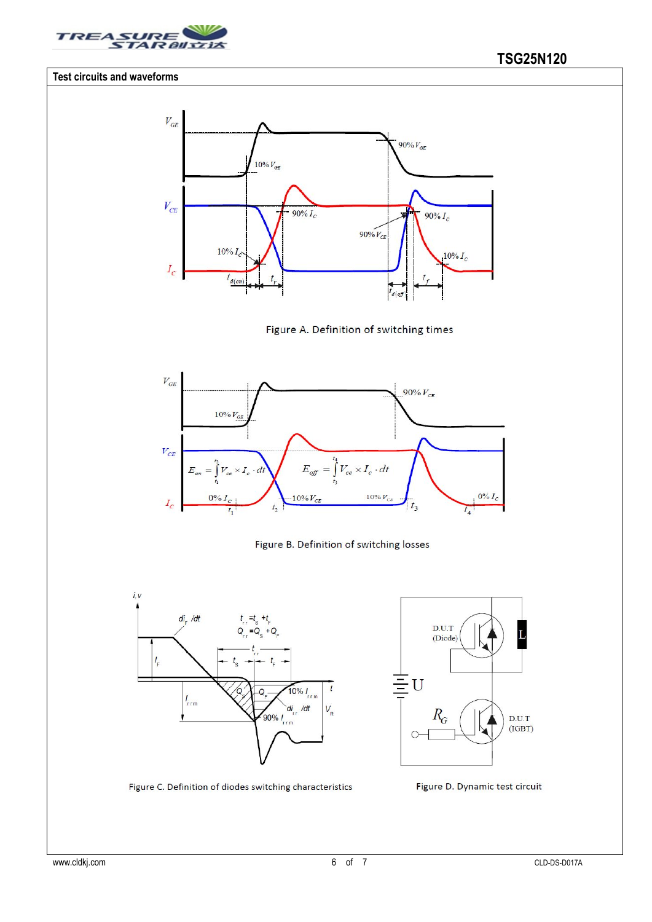## Test circuits and waveforms

$V_{GE}$

90% $V_{GE}$

10% $V_{GE}$

$V_{CE}$

$I_C$

90% $I_C$

90% $I_C$

90% $V_{CE}$

10% $I_C$

10% $I_C$

$t_{d(on)}$

$t_r$

$t_{d(off)}$

$t_f$

Figure A. Definition of switching times

$V_{GE}$

90% $V_{CE}$

10% $V_{GE}$

$V_{CE}$

$I_C$

$E_{on} = \int_{t_1}^{t_2} V_{ce} \times I_c \cdot dt$

$E_{off} = \int_{t_3}^{t_4} V_{ce} \times I_c \cdot dt$

0% $I_C$

10% $V_{CE}$

10% $V_{CE}$

0% $I_C$

$t_1$

$t_2$

$t_3$

$t_4$

Figure B. Definition of switching losses

i,v

$di_F/dt$

$t_{rr} = t_S + t_F$

$Q_{rr} = Q_S + Q_F$

$t_{rr}$

$t_S$

$t_F$

$I_F$

$I_{rrm}$

$Q_S$

$Q_F$

10% $I_{rrm}$

$di_{rr}/dt$

90% $I_{rrm}$

$V_R$

t

Figure C. Definition of diodes switching characteristics

D.U.T (Diode)

L

U

$R_G$

D.U.T (IGBT)

Figure D. Dynamic test circuit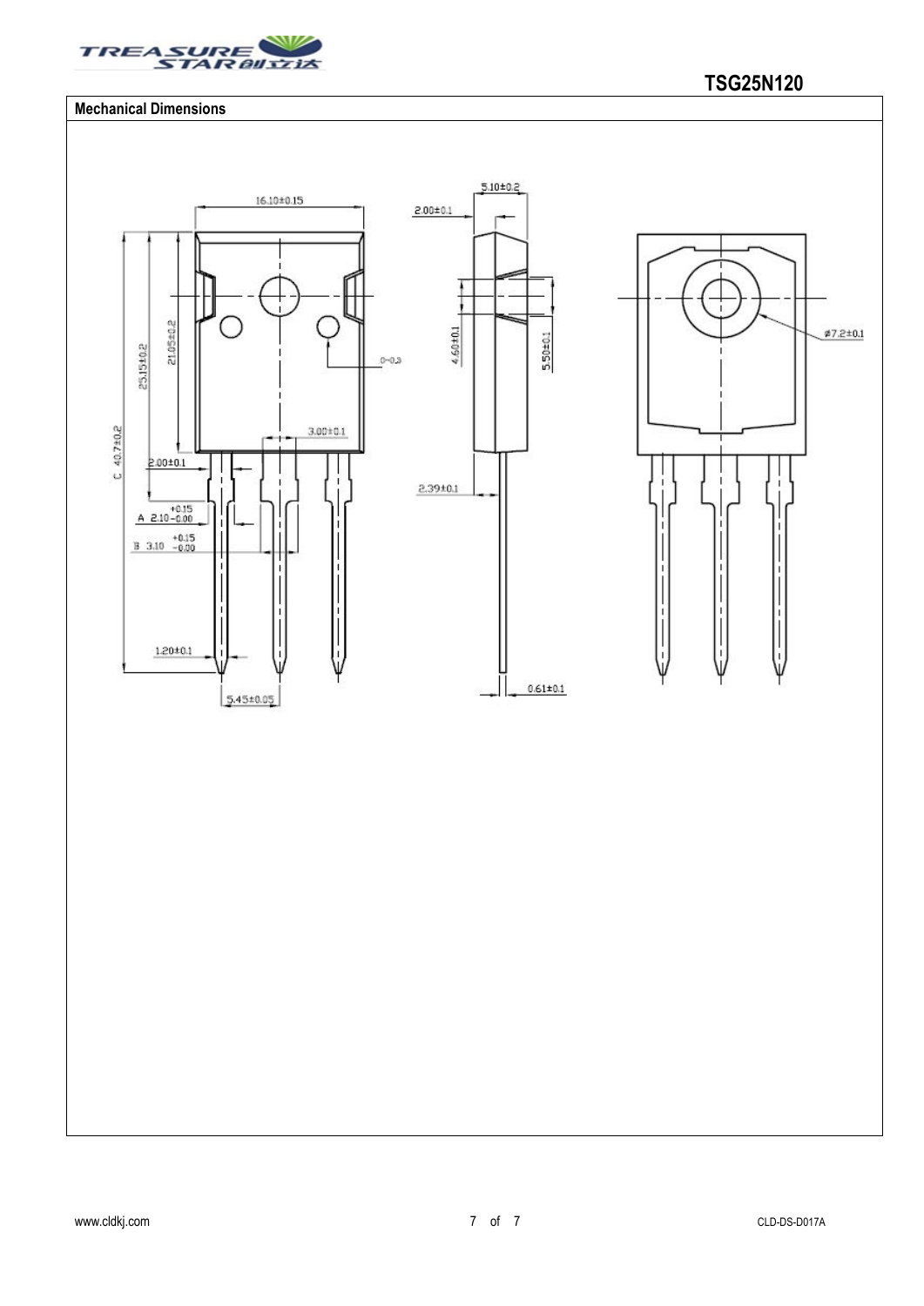## Mechanical Dimensions

16.10±0.15

25.15±0.2

21.05±0.2

C 40.7±0.2

2.00±0.1

A 2.10 +0.15 −0.00

B 3.10 +0.15 −0.00

3.00±0.1

0~0.3

1.20±0.1

5.45±0.05

5.10±0.2

2.00±0.1

4.60±0.1

5.50±0.1

2.39±0.1

0.61±0.1

ø7.2±0.1